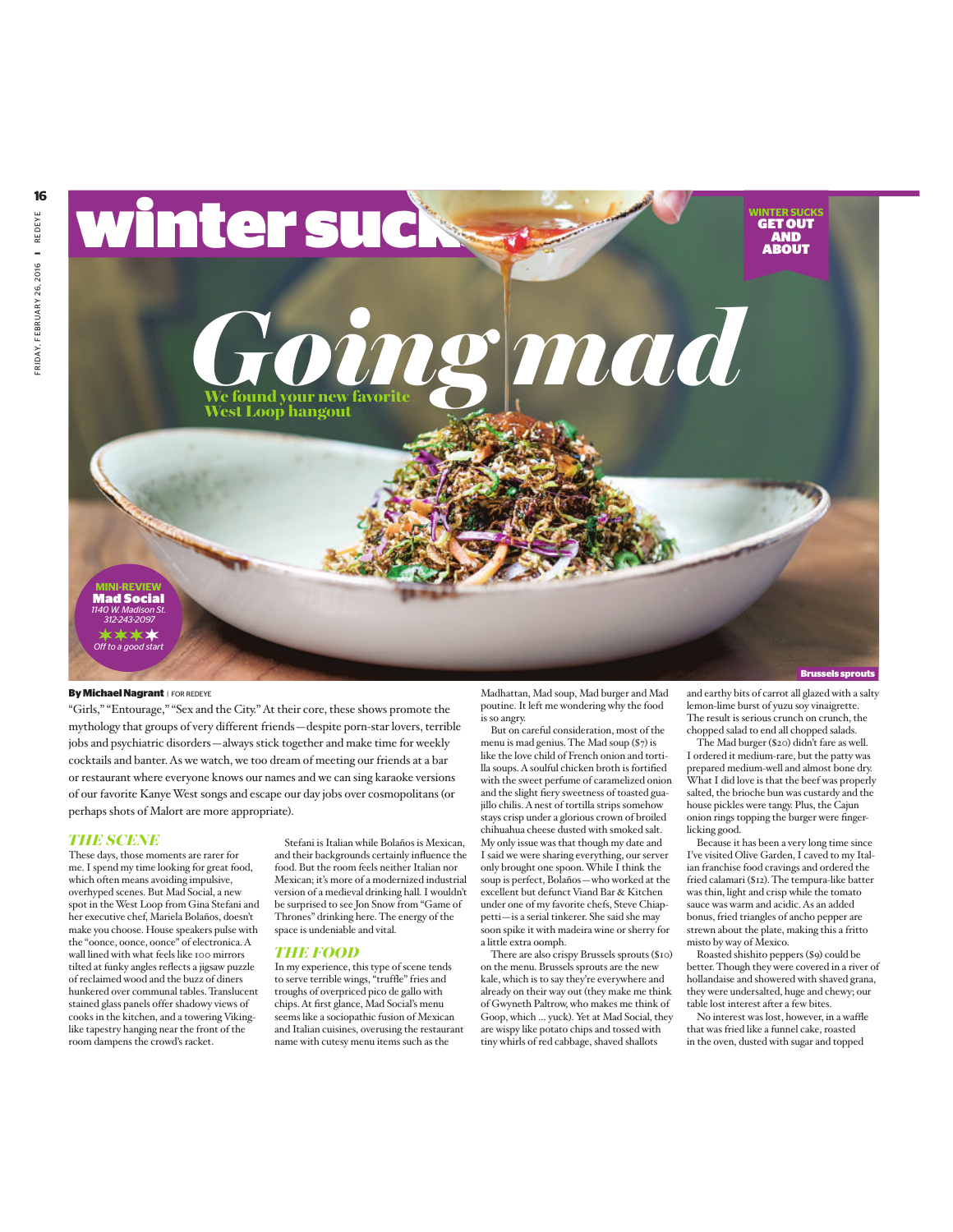# winter sucks

WINTER SUCKS
**GET OUT AND ABOUT**

# *Going mad*

**We found your new favorite West Loop hangout**

**MINI-REVIEW**
**Mad Social**
*1140 W. Madison St.*
*312-243-2097*
★★★★
*Off to a good start*

**Brussels sprouts**

**By Michael Nagrant** | FOR REDEYE

"Girls," "Entourage," "Sex and the City." At their core, these shows promote the mythology that groups of very different friends—despite porn-star lovers, terrible jobs and psychiatric disorders—always stick together and make time for weekly cocktails and banter. As we watch, we too dream of meeting our friends at a bar or restaurant where everyone knows our names and we can sing karaoke versions of our favorite Kanye West songs and escape our day jobs over cosmopolitans (or perhaps shots of Malort are more appropriate).

## *THE SCENE*

These days, those moments are rarer for me. I spend my time looking for great food, which often means avoiding impulsive, overhyped scenes. But Mad Social, a new spot in the West Loop from Gina Stefani and her executive chef, Mariela Bolaños, doesn't make you choose. House speakers pulse with the "oonce, oonce, oonce" of electronica. A wall lined with what feels like 100 mirrors tilted at funky angles reflects a jigsaw puzzle of reclaimed wood and the buzz of diners hunkered over communal tables. Translucent stained glass panels offer shadowy views of cooks in the kitchen, and a towering Viking-like tapestry hanging near the front of the room dampens the crowd's racket.

Stefani is Italian while Bolaños is Mexican, and their backgrounds certainly influence the food. But the room feels neither Italian nor Mexican; it's more of a modernized industrial version of a medieval drinking hall. I wouldn't be surprised to see Jon Snow from "Game of Thrones" drinking here. The energy of the space is undeniable and vital.

## *THE FOOD*

In my experience, this type of scene tends to serve terrible wings, "truffle" fries and troughs of overpriced pico de gallo with chips. At first glance, Mad Social's menu seems like a sociopathic fusion of Mexican and Italian cuisines, overusing the restaurant name with cutesy menu items such as the Madhattan, Mad soup, Mad burger and Mad poutine. It left me wondering why the food is so angry.

But on careful consideration, most of the menu is mad genius. The Mad soup ($7) is like the love child of French onion and tortilla soups. A soulful chicken broth is fortified with the sweet perfume of caramelized onion and the slight fiery sweetness of toasted guajillo chilis. A nest of tortilla strips somehow stays crisp under a glorious crown of broiled chihuahua cheese dusted with smoked salt. My only issue was that though my date and I said we were sharing everything, our server only brought one spoon. While I think the soup is perfect, Bolaños—who worked at the excellent but defunct Viand Bar & Kitchen under one of my favorite chefs, Steve Chiappetti—is a serial tinkerer. She said she may soon spike it with madeira wine or sherry for a little extra oomph.

There are also crispy Brussels sprouts ($10) on the menu. Brussels sprouts are the new kale, which is to say they're everywhere and already on their way out (they make me think of Gwyneth Paltrow, who makes me think of Goop, which ... yuck). Yet at Mad Social, they are wispy like potato chips and tossed with tiny whirls of red cabbage, shaved shallots and earthy bits of carrot all glazed with a salty lemon-lime burst of yuzu soy vinaigrette. The result is serious crunch on crunch, the chopped salad to end all chopped salads.

The Mad burger ($20) didn't fare as well. I ordered it medium-rare, but the patty was prepared medium-well and almost bone dry. What I did love is that the beef was properly salted, the brioche bun was custardy and the house pickles were tangy. Plus, the Cajun onion rings topping the burger were finger-licking good.

Because it has been a very long time since I've visited Olive Garden, I caved to my Italian franchise food cravings and ordered the fried calamari ($12). The tempura-like batter was thin, light and crisp while the tomato sauce was warm and acidic. As an added bonus, fried triangles of ancho pepper are strewn about the plate, making this a fritto misto by way of Mexico.

Roasted shishito peppers ($9) could be better. Though they were covered in a river of hollandaise and showered with shaved grana, they were undersalted, huge and chewy; our table lost interest after a few bites.

No interest was lost, however, in a waffle that was fried like a funnel cake, roasted in the oven, dusted with sugar and topped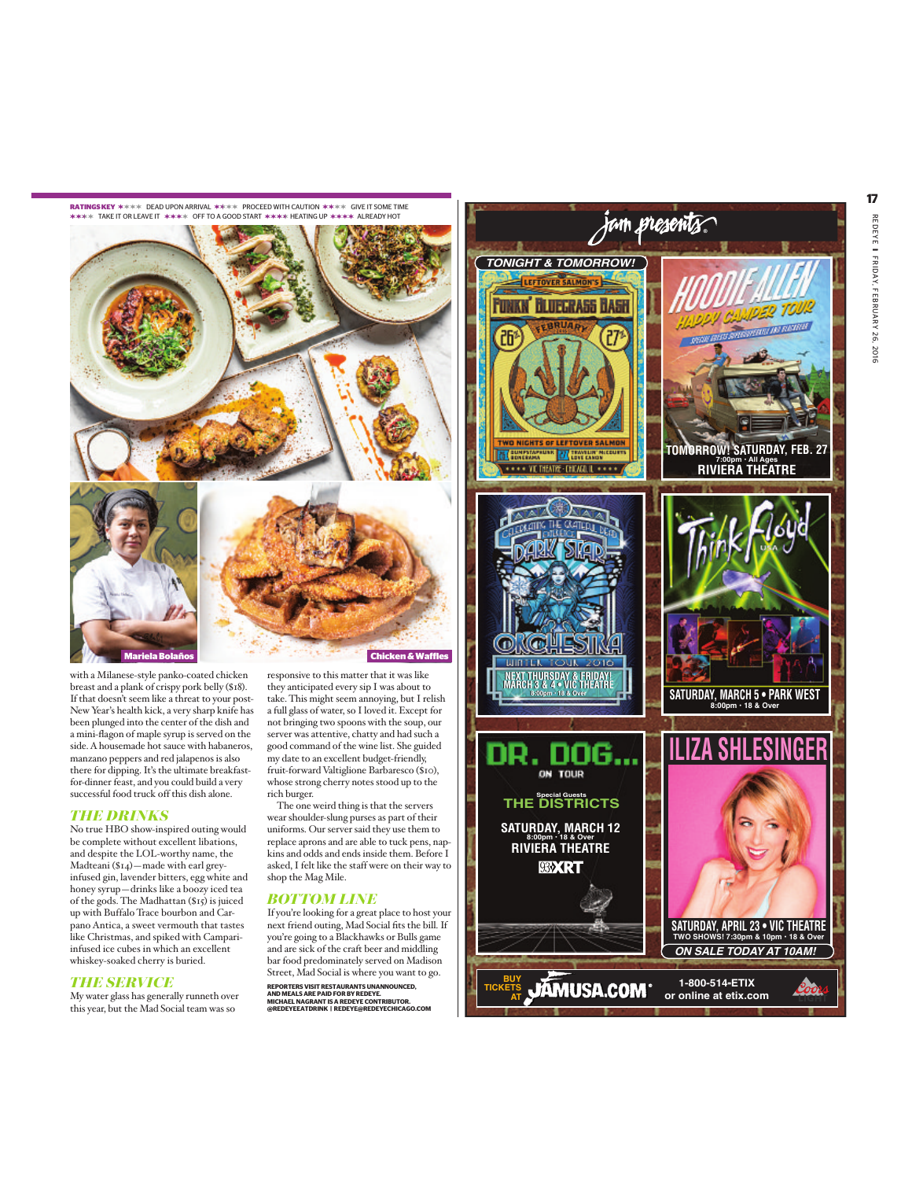RATINGS KEY ✱✱✱✱ DEAD UPON ARRIVAL ✱✱✱✱ PROCEED WITH CAUTION ✱✱✱✱ GIVE IT SOME TIME ✱✱✱✱ TAKE IT OR LEAVE IT ✱✱✱✱ OFF TO A GOOD START ✱✱✱✱ HEATING UP ✱✱✱✱ ALREADY HOT

Mariela Bolaños

Chicken & Waffles

with a Milanese-style panko-coated chicken breast and a plank of crispy pork belly ($18). If that doesn't seem like a threat to your post-New Year's health kick, a very sharp knife has been plunged into the center of the dish and a mini-flagon of maple syrup is served on the side. A housemade hot sauce with habaneros, manzano peppers and red jalapenos is also there for dipping. It's the ultimate breakfast-for-dinner feast, and you could build a very successful food truck off this dish alone.

## THE DRINKS

No true HBO show-inspired outing would be complete without excellent libations, and despite the LOL-worthy name, the Madteani ($14)—made with earl grey-infused gin, lavender bitters, egg white and honey syrup—drinks like a boozy iced tea of the gods. The Madhattan ($15) is juiced up with Buffalo Trace bourbon and Carpano Antica, a sweet vermouth that tastes like Christmas, and spiked with Campari-infused ice cubes in which an excellent whiskey-soaked cherry is buried.

## THE SERVICE

My water glass has generally runneth over this year, but the Mad Social team was so responsive to this matter that it was like they anticipated every sip I was about to take. This might seem annoying, but I relish a full glass of water, so I loved it. Except for not bringing two spoons with the soup, our server was attentive, chatty and had such a good command of the wine list. She guided my date to an excellent budget-friendly, fruit-forward Valtiglione Barbaresco ($10), whose strong cherry notes stood up to the rich burger.

The one weird thing is that the servers wear shoulder-slung purses as part of their uniforms. Our server said they use them to replace aprons and are able to tuck pens, napkins and odds and ends inside them. Before I asked, I felt like the staff were on their way to shop the Mag Mile.

## BOTTOM LINE

If you're looking for a great place to host your next friend outing, Mad Social fits the bill. If you're going to a Blackhawks or Bulls game and are sick of the craft beer and middling bar food predominately served on Madison Street, Mad Social is where you want to go.

REPORTERS VISIT RESTAURANTS UNANNOUNCED, AND MEALS ARE PAID FOR BY REDEYE.
MICHAEL NAGRANT IS A REDEYE CONTRIBUTOR.
@REDEYEEATDRINK | REDEYE@REDEYECHICAGO.COM

jam presents

TONIGHT & TOMORROW! Leftover Salmon's Funkin' Bluegrass Bash — February 26th, 27th — Vic Theatre

Hoodie Allen — Happy Camper Tour — TOMORROW! SATURDAY, FEB. 27 · 7:00pm · All Ages — RIVIERA THEATRE

Dark Star Orchestra — Winter Tour 2016 — NEXT THURSDAY & FRIDAY! MARCH 3 & 4 • VIC THEATRE · 8:00pm · 18 & Over

Think Floyd USA — SATURDAY, MARCH 5 • PARK WEST · 8:00pm · 18 & Over

DR. DOG... ON TOUR — Special Guests THE DISTRICTS — SATURDAY, MARCH 12 · 8:00pm · 18 & Over — RIVIERA THEATRE — 93XRT

ILIZA SHLESINGER — SATURDAY, APRIL 23 • VIC THEATRE — TWO SHOWS! 7:30pm & 10pm · 18 & Over — ON SALE TODAY AT 10AM!

BUY TICKETS AT JAMUSA.COM · 1-800-514-ETIX or online at etix.com · Coors